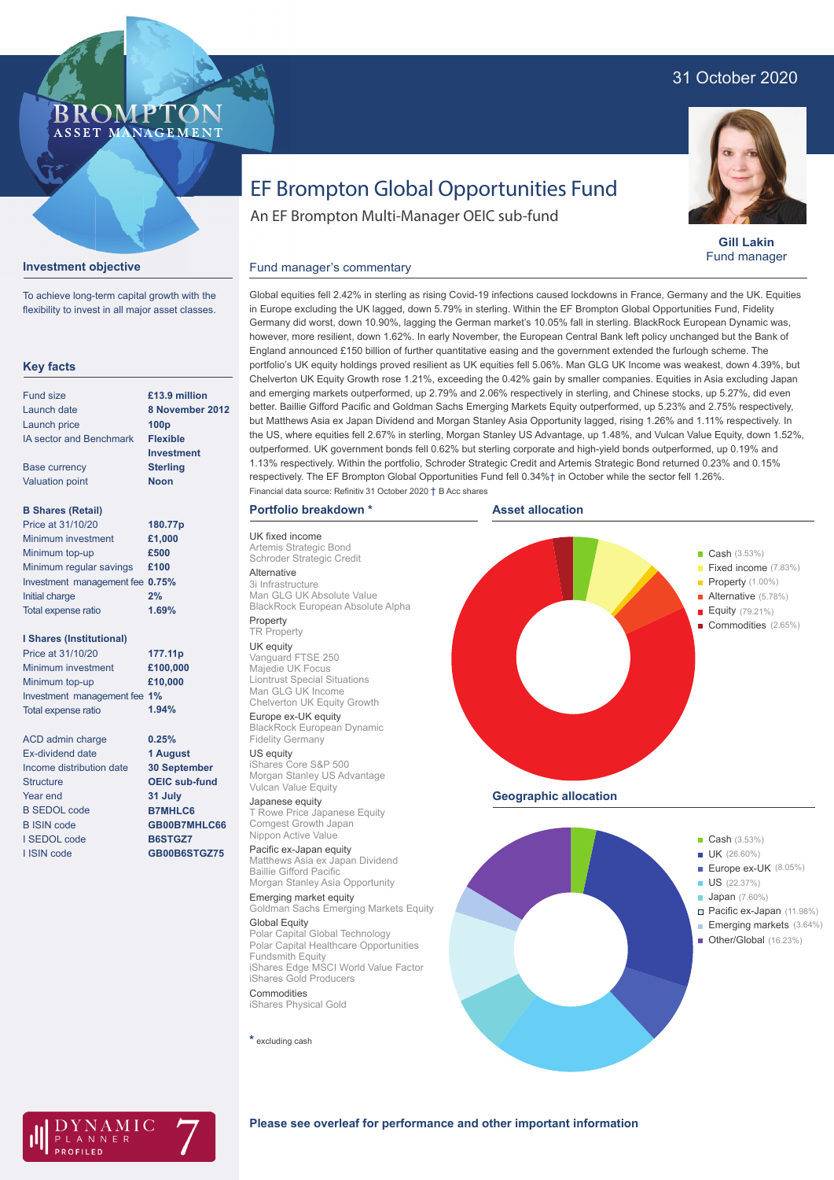31 October 2020

# EF Brompton Global Opportunities Fund

An EF Brompton Multi-Manager OEIC sub-fund

**Gill Lakin**
Fund manager

## Investment objective

To achieve long-term capital growth with the flexibility to invest in all major asset classes.

## Key facts

| | |
|---|---|
| Fund size | £13.9 million |
| Launch date | 8 November 2012 |
| Launch price | 100p |
| IA sector and Benchmark | Flexible Investment |
| Base currency | Sterling |
| Valuation point | Noon |

**B Shares (Retail)**

| | |
|---|---|
| Price at 31/10/20 | 180.77p |
| Minimum investment | £1,000 |
| Minimum top-up | £500 |
| Minimum regular savings | £100 |
| Investment management fee | 0.75% |
| Initial charge | 2% |
| Total expense ratio | 1.69% |

**I Shares (Institutional)**

| | |
|---|---|
| Price at 31/10/20 | 177.11p |
| Minimum investment | £100,000 |
| Minimum top-up | £10,000 |
| Investment management fee | 1% |
| Total expense ratio | 1.94% |

| | |
|---|---|
| ACD admin charge | 0.25% |
| Ex-dividend date | 1 August |
| Income distribution date | 30 September |
| Structure | OEIC sub-fund |
| Year end | 31 July |
| B SEDOL code | B7MHLC6 |
| B ISIN code | GB00B7MHLC66 |
| I SEDOL code | B6STGZ7 |
| I ISIN code | GB00B6STGZ75 |

## Fund manager's commentary

Global equities fell 2.42% in sterling as rising Covid-19 infections caused lockdowns in France, Germany and the UK. Equities in Europe excluding the UK lagged, down 5.79% in sterling. Within the EF Brompton Global Opportunities Fund, Fidelity Germany did worst, down 10.90%, lagging the German market's 10.05% fall in sterling. BlackRock European Dynamic was, however, more resilient, down 1.62%. In early November, the European Central Bank left policy unchanged but the Bank of England announced £150 billion of further quantitative easing and the government extended the furlough scheme. The portfolio's UK equity holdings proved resilient as UK equities fell 5.06%. Man GLG UK Income was weakest, down 4.39%, but Chelverton UK Equity Growth rose 1.21%, exceeding the 0.42% gain by smaller companies. Equities in Asia excluding Japan and emerging markets outperformed, up 2.79% and 2.06% respectively in sterling, and Chinese stocks, up 5.27%, did even better. Baillie Gifford Pacific and Goldman Sachs Emerging Markets Equity outperformed, up 5.23% and 2.75% respectively, but Matthews Asia ex Japan Dividend and Morgan Stanley Asia Opportunity lagged, rising 1.26% and 1.11% respectively. In the US, where equities fell 2.67% in sterling, Morgan Stanley US Advantage, up 1.48%, and Vulcan Value Equity, down 1.52%, outperformed. UK government bonds fell 0.62% but sterling corporate and high-yield bonds outperformed, up 0.19% and 1.13% respectively. Within the portfolio, Schroder Strategic Credit and Artemis Strategic Bond returned 0.23% and 0.15% respectively. The EF Brompton Global Opportunities Fund fell 0.34%† in October while the sector fell 1.26%.

Financial data source: Refinitiv 31 October 2020 † B Acc shares

## Portfolio breakdown *

**UK fixed income**
Artemis Strategic Bond
Schroder Strategic Credit

**Alternative**
3i Infrastructure
Man GLG UK Absolute Value
BlackRock European Absolute Alpha

**Property**
TR Property

**UK equity**
Vanguard FTSE 250
Majedie UK Focus
Liontrust Special Situations
Man GLG UK Income
Chelverton UK Equity Growth

**Europe ex-UK equity**
BlackRock European Dynamic
Fidelity Germany

**US equity**
iShares Core S&P 500
Morgan Stanley US Advantage
Vulcan Value Equity

**Japanese equity**
T Rowe Price Japanese Equity
Comgest Growth Japan
Nippon Active Value

**Pacific ex-Japan equity**
Matthews Asia ex Japan Dividend
Baillie Gifford Pacific
Morgan Stanley Asia Opportunity

**Emerging market equity**
Goldman Sachs Emerging Markets Equity

**Global Equity**
Polar Capital Global Technology
Polar Capital Healthcare Opportunities
Fundsmith Equity
iShares Edge MSCI World Value Factor
iShares Gold Producers

**Commodities**
iShares Physical Gold

* excluding cash

## Asset allocation

- Cash (3.53%)
- Fixed income (7.83%)
- Property (1.00%)
- Alternative (5.78%)
- Equity (79.21%)
- Commodities (2.65%)

## Geographic allocation

- Cash (3.53%)
- UK (26.60%)
- Europe ex-UK (8.05%)
- US (22.37%)
- Japan (7.60%)
- Pacific ex-Japan (11.98%)
- Emerging markets (3.64%)
- Other/Global (16.23%)

**Please see overleaf for performance and other important information**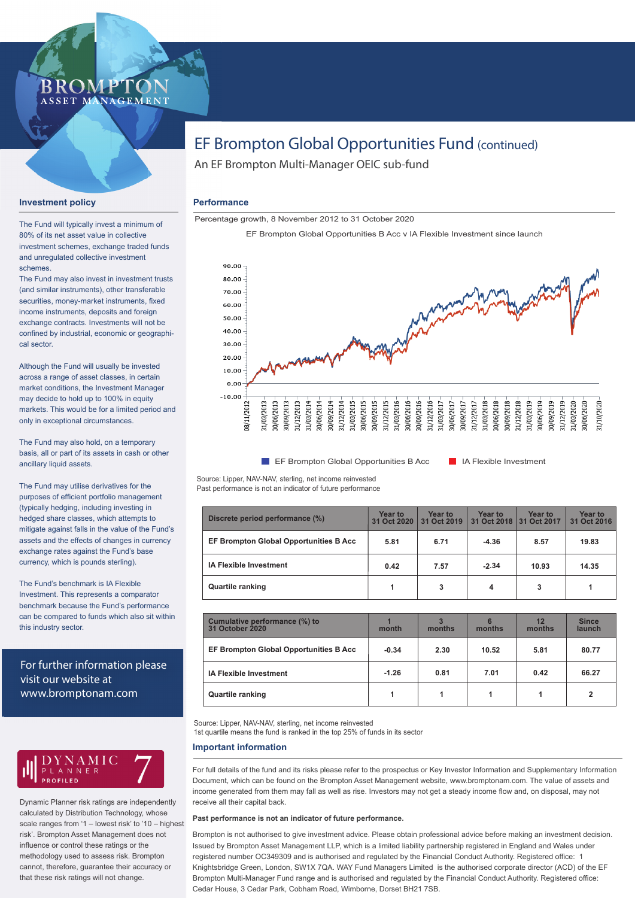BROMPTON
ASSET MANAGEMENT

# EF Brompton Global Opportunities Fund (continued)

An EF Brompton Multi-Manager OEIC sub-fund

## Investment policy

The Fund will typically invest a minimum of 80% of its net asset value in collective investment schemes, exchange traded funds and unregulated collective investment schemes.

The Fund may also invest in investment trusts (and similar instruments), other transferable securities, money-market instruments, fixed income instruments, deposits and foreign exchange contracts. Investments will not be confined by industrial, economic or geographical sector.

Although the Fund will usually be invested across a range of asset classes, in certain market conditions, the Investment Manager may decide to hold up to 100% in equity markets. This would be for a limited period and only in exceptional circumstances.

The Fund may also hold, on a temporary basis, all or part of its assets in cash or other ancillary liquid assets.

The Fund may utilise derivatives for the purposes of efficient portfolio management (typically hedging, including investing in hedged share classes, which attempts to mitigate against falls in the value of the Fund's assets and the effects of changes in currency exchange rates against the Fund's base currency, which is pounds sterling).

The Fund's benchmark is IA Flexible Investment. This represents a comparator benchmark because the Fund's performance can be compared to funds which also sit within this industry sector.

For further information please visit our website at www.bromptonam.com

DYNAMIC PLANNER PROFILED 7

Dynamic Planner risk ratings are independently calculated by Distribution Technology, whose scale ranges from '1 – lowest risk' to '10 – highest risk'. Brompton Asset Management does not influence or control these ratings or the methodology used to assess risk. Brompton cannot, therefore, guarantee their accuracy or that these risk ratings will not change.

## Performance

Percentage growth, 8 November 2012 to 31 October 2020

EF Brompton Global Opportunities B Acc v IA Flexible Investment since launch

90.00
80.00
70.00
60.00
50.00
40.00
30.00
20.00
10.00
0.00
-10.00

08/11/2012, 31/03/2013, 30/06/2013, 30/09/2013, 31/12/2013, 31/03/2014, 30/06/2014, 30/09/2014, 31/12/2014, 31/03/2015, 30/06/2015, 30/09/2015, 31/12/2015, 31/03/2016, 30/06/2016, 30/09/2016, 31/12/2016, 31/03/2017, 30/06/2017, 30/09/2017, 31/12/2017, 31/03/2018, 30/06/2018, 30/09/2018, 31/12/2018, 31/03/2019, 30/06/2019, 30/09/2019, 31/12/2019, 31/03/2020, 30/06/2020, 31/10/2020

EF Brompton Global Opportunities B Acc
IA Flexible Investment

Source: Lipper, NAV-NAV, sterling, net income reinvested
Past performance is not an indicator of future performance

| Discrete period performance (%) | Year to 31 Oct 2020 | Year to 31 Oct 2019 | Year to 31 Oct 2018 | Year to 31 Oct 2017 | Year to 31 Oct 2016 |
|---|---|---|---|---|---|
| **EF Brompton Global Opportunities B Acc** | 5.81 | 6.71 | -4.36 | 8.57 | 19.83 |
| **IA Flexible Investment** | 0.42 | 7.57 | -2.34 | 10.93 | 14.35 |
| **Quartile ranking** | 1 | 3 | 4 | 3 | 1 |

| Cumulative performance (%) to 31 October 2020 | 1 month | 3 months | 6 months | 12 months | Since launch |
|---|---|---|---|---|---|
| **EF Brompton Global Opportunities B Acc** | -0.34 | 2.30 | 10.52 | 5.81 | 80.77 |
| **IA Flexible Investment** | -1.26 | 0.81 | 7.01 | 0.42 | 66.27 |
| **Quartile ranking** | 1 | 1 | 1 | 1 | 2 |

Source: Lipper, NAV-NAV, sterling, net income reinvested
1st quartile means the fund is ranked in the top 25% of funds in its sector

## Important information

For full details of the fund and its risks please refer to the prospectus or Key Investor Information and Supplementary Information Document, which can be found on the Brompton Asset Management website, www.bromptonam.com. The value of assets and income generated from them may fall as well as rise. Investors may not get a steady income flow and, on disposal, may not receive all their capital back.

**Past performance is not an indicator of future performance.**

Brompton is not authorised to give investment advice. Please obtain professional advice before making an investment decision. Issued by Brompton Asset Management LLP, which is a limited liability partnership registered in England and Wales under registered number OC349309 and is authorised and regulated by the Financial Conduct Authority. Registered office: 1 Knightsbridge Green, London, SW1X 7QA. WAY Fund Managers Limited is the authorised corporate director (ACD) of the EF Brompton Multi-Manager Fund range and is authorised and regulated by the Financial Conduct Authority. Registered office: Cedar House, 3 Cedar Park, Cobham Road, Wimborne, Dorset BH21 7SB.